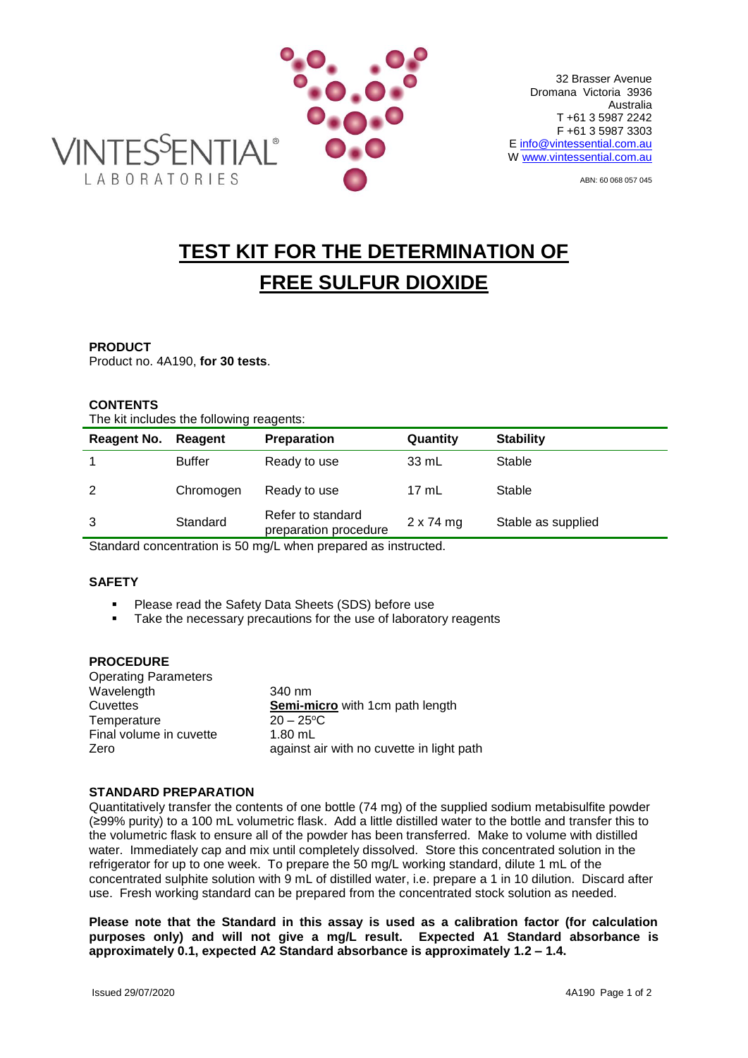VINTESSENTIAL® LABORATORIES

32 Brasser Avenue
Dromana Victoria 3936
Australia
T +61 3 5987 2242
F +61 3 5987 3303
E info@vintessential.com.au
W www.vintessential.com.au

ABN: 60 068 057 045

# TEST KIT FOR THE DETERMINATION OF FREE SULFUR DIOXIDE

**PRODUCT**

Product no. 4A190, **for 30 tests**.

**CONTENTS**

The kit includes the following reagents:

| Reagent No. | Reagent | Preparation | Quantity | Stability |
|---|---|---|---|---|
| 1 | Buffer | Ready to use | 33 mL | Stable |
| 2 | Chromogen | Ready to use | 17 mL | Stable |
| 3 | Standard | Refer to standard preparation procedure | 2 x 74 mg | Stable as supplied |

Standard concentration is 50 mg/L when prepared as instructed.

**SAFETY**

- Please read the Safety Data Sheets (SDS) before use
- Take the necessary precautions for the use of laboratory reagents

**PROCEDURE**

Operating Parameters

| | |
|---|---|
| Wavelength | 340 nm |
| Cuvettes | **Semi-micro** with 1cm path length |
| Temperature | 20 – 25ºC |
| Final volume in cuvette | 1.80 mL |
| Zero | against air with no cuvette in light path |

**STANDARD PREPARATION**

Quantitatively transfer the contents of one bottle (74 mg) of the supplied sodium metabisulfite powder (≥99% purity) to a 100 mL volumetric flask. Add a little distilled water to the bottle and transfer this to the volumetric flask to ensure all of the powder has been transferred. Make to volume with distilled water. Immediately cap and mix until completely dissolved. Store this concentrated solution in the refrigerator for up to one week. To prepare the 50 mg/L working standard, dilute 1 mL of the concentrated sulphite solution with 9 mL of distilled water, i.e. prepare a 1 in 10 dilution. Discard after use. Fresh working standard can be prepared from the concentrated stock solution as needed.

**Please note that the Standard in this assay is used as a calibration factor (for calculation purposes only) and will not give a mg/L result. Expected A1 Standard absorbance is approximately 0.1, expected A2 Standard absorbance is approximately 1.2 – 1.4.**

Issued 29/07/2020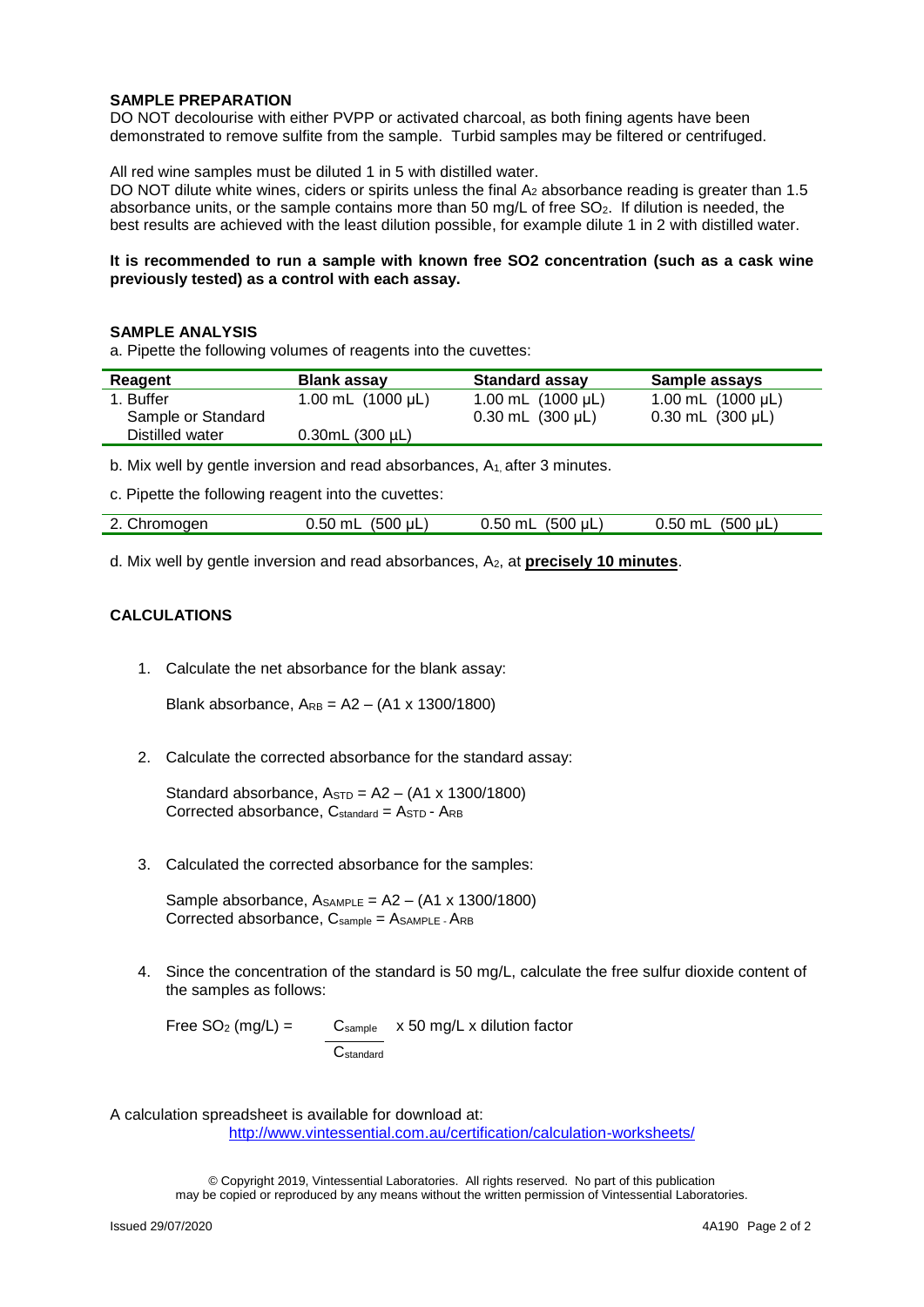## SAMPLE PREPARATION

DO NOT decolourise with either PVPP or activated charcoal, as both fining agents have been demonstrated to remove sulfite from the sample. Turbid samples may be filtered or centrifuged.

All red wine samples must be diluted 1 in 5 with distilled water.
DO NOT dilute white wines, ciders or spirits unless the final $A_2$ absorbance reading is greater than 1.5 absorbance units, or the sample contains more than 50 mg/L of free $SO_2$. If dilution is needed, the best results are achieved with the least dilution possible, for example dilute 1 in 2 with distilled water.

**It is recommended to run a sample with known free SO2 concentration (such as a cask wine previously tested) as a control with each assay.**

## SAMPLE ANALYSIS

a. Pipette the following volumes of reagents into the cuvettes:

| Reagent | Blank assay | Standard assay | Sample assays |
|---|---|---|---|
| 1. Buffer | 1.00 mL (1000 µL) | 1.00 mL (1000 µL) | 1.00 mL (1000 µL) |
| Sample or Standard | | 0.30 mL (300 µL) | 0.30 mL (300 µL) |
| Distilled water | 0.30mL (300 µL) | | |

b. Mix well by gentle inversion and read absorbances, $A_1$, after 3 minutes.

c. Pipette the following reagent into the cuvettes:

| | | | |
|---|---|---|---|
| 2. Chromogen | 0.50 mL (500 µL) | 0.50 mL (500 µL) | 0.50 mL (500 µL) |

d. Mix well by gentle inversion and read absorbances, $A_2$, at **precisely 10 minutes**.

## CALCULATIONS

1. Calculate the net absorbance for the blank assay:

   Blank absorbance, $A_{RB} = A2 - (A1 \times 1300/1800)$

2. Calculate the corrected absorbance for the standard assay:

   Standard absorbance, $A_{STD} = A2 - (A1 \times 1300/1800)$
   Corrected absorbance, $C_{standard} = A_{STD} - A_{RB}$

3. Calculated the corrected absorbance for the samples:

   Sample absorbance, $A_{SAMPLE} = A2 - (A1 \times 1300/1800)$
   Corrected absorbance, $C_{sample} = A_{SAMPLE} - A_{RB}$

4. Since the concentration of the standard is 50 mg/L, calculate the free sulfur dioxide content of the samples as follows:

$$\text{Free } SO_2 \text{ (mg/L)} = \frac{C_{sample}}{C_{standard}} \times 50 \text{ mg/L} \times \text{dilution factor}$$

A calculation spreadsheet is available for download at:
http://www.vintessential.com.au/certification/calculation-worksheets/

© Copyright 2019, Vintessential Laboratories. All rights reserved. No part of this publication may be copied or reproduced by any means without the written permission of Vintessential Laboratories.

Issued 29/07/2020